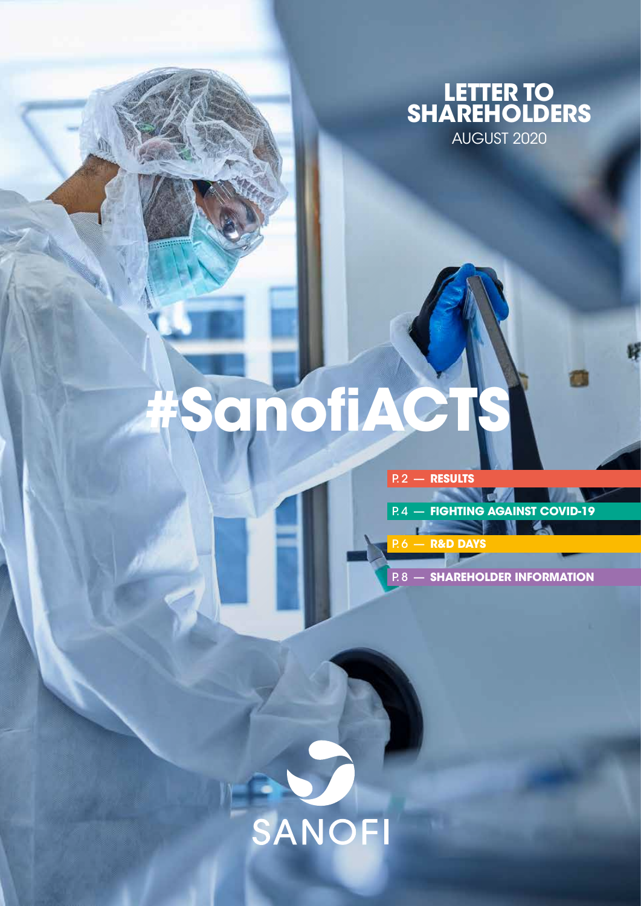# LETTER TO SHAREHOLDERS

AUGUST 2020

# #SanofiACTS

- P. 2 — **RESULTS**
- P. 4 — **FIGHTING AGAINST COVID-19**
- P. 6 — **R&D DAYS**
- P. 8 — **SHAREHOLDER INFORMATION**

SANOFI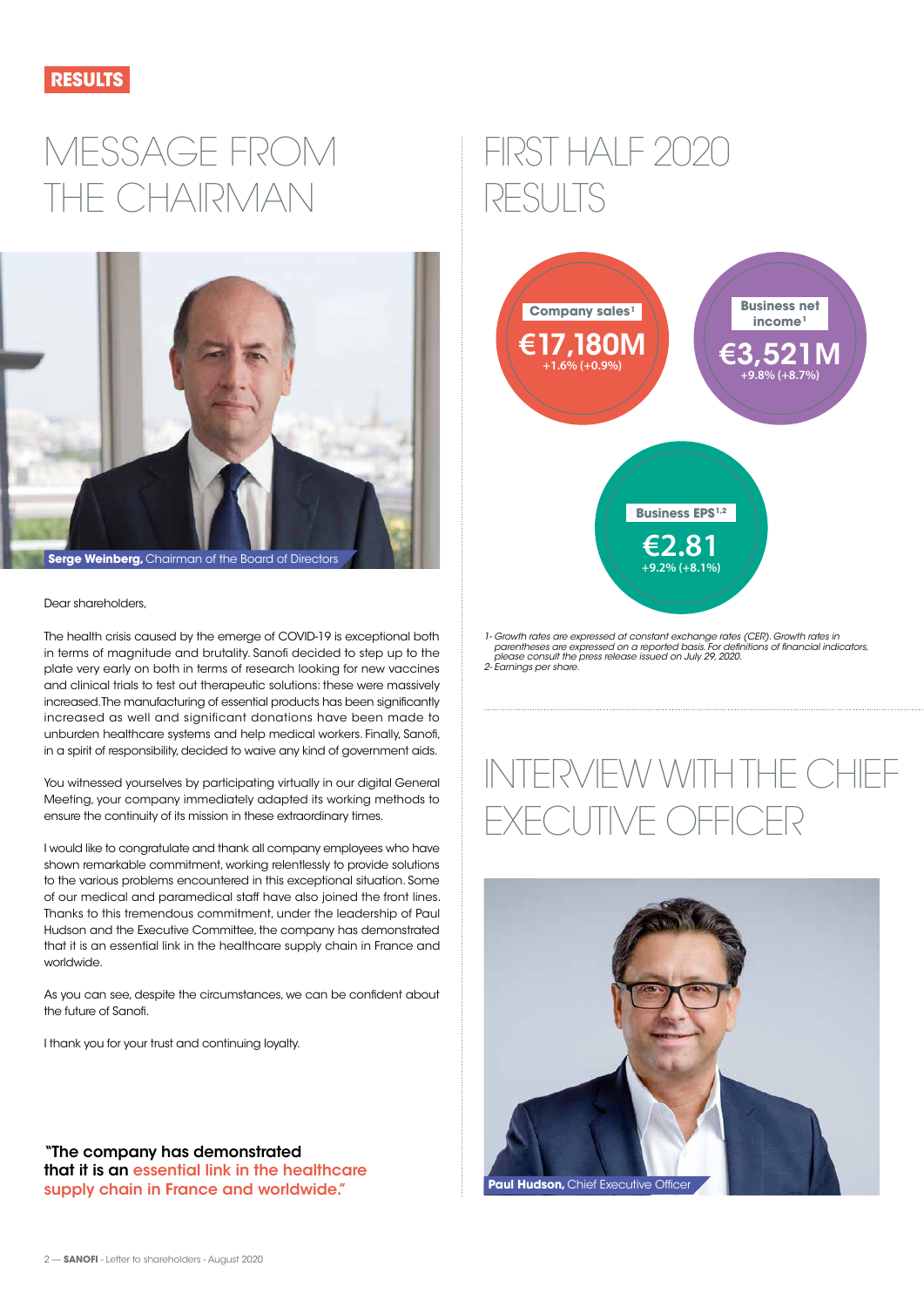RESULTS

# MESSAGE FROM THE CHAIRMAN

**Serge Weinberg,** Chairman of the Board of Directors

Dear shareholders,

The health crisis caused by the emerge of COVID-19 is exceptional both in terms of magnitude and brutality. Sanofi decided to step up to the plate very early on both in terms of research looking for new vaccines and clinical trials to test out therapeutic solutions: these were massively increased. The manufacturing of essential products has been significantly increased as well and significant donations have been made to unburden healthcare systems and help medical workers. Finally, Sanofi, in a spirit of responsibility, decided to waive any kind of government aids.

You witnessed yourselves by participating virtually in our digital General Meeting, your company immediately adapted its working methods to ensure the continuity of its mission in these extraordinary times.

I would like to congratulate and thank all company employees who have shown remarkable commitment, working relentlessly to provide solutions to the various problems encountered in this exceptional situation. Some of our medical and paramedical staff have also joined the front lines. Thanks to this tremendous commitment, under the leadership of Paul Hudson and the Executive Committee, the company has demonstrated that it is an essential link in the healthcare supply chain in France and worldwide.

As you can see, despite the circumstances, we can be confident about the future of Sanofi.

I thank you for your trust and continuing loyalty.

**"The company has demonstrated that it is an essential link in the healthcare supply chain in France and worldwide."**

# FIRST HALF 2020 RESULTS

**Company sales[1]**
**€17,180M**
+1.6% (+0.9%)

**Business net income[1]**
**€3,521M**
+9.8% (+8.7%)

**Business EPS[1,2]**
**€2.81**
+9.2% (+8.1%)

*1- Growth rates are expressed at constant exchange rates (CER). Growth rates in parentheses are expressed on a reported basis. For definitions of financial indicators, please consult the press release issued on July 29, 2020.*
*2- Earnings per share.*

# INTERVIEW WITH THE CHIEF EXECUTIVE OFFICER

**Paul Hudson,** Chief Executive Officer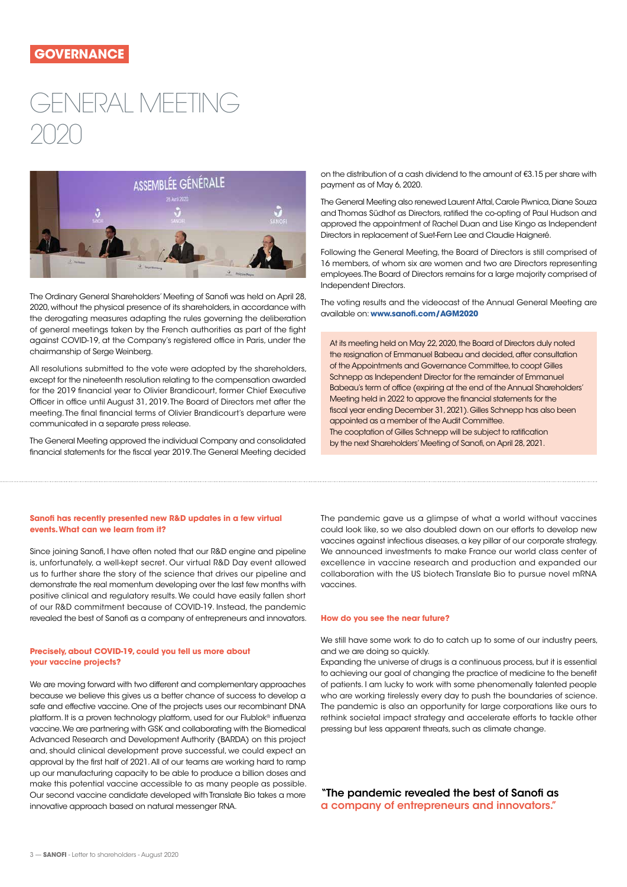# GOVERNANCE

## GENERAL MEETING 2020

The Ordinary General Shareholders' Meeting of Sanofi was held on April 28, 2020, without the physical presence of its shareholders, in accordance with the derogating measures adapting the rules governing the deliberation of general meetings taken by the French authorities as part of the fight against COVID-19, at the Company's registered office in Paris, under the chairmanship of Serge Weinberg.

All resolutions submitted to the vote were adopted by the shareholders, except for the nineteenth resolution relating to the compensation awarded for the 2019 financial year to Olivier Brandicourt, former Chief Executive Officer in office until August 31, 2019. The Board of Directors met after the meeting. The final financial terms of Olivier Brandicourt's departure were communicated in a separate press release.

The General Meeting approved the individual Company and consolidated financial statements for the fiscal year 2019. The General Meeting decided on the distribution of a cash dividend to the amount of €3.15 per share with payment as of May 6, 2020.

The General Meeting also renewed Laurent Attal, Carole Piwnica, Diane Souza and Thomas Südhof as Directors, ratified the co-opting of Paul Hudson and approved the appointment of Rachel Duan and Lise Kingo as Independent Directors in replacement of Suet-Fern Lee and Claudie Haigneré.

Following the General Meeting, the Board of Directors is still comprised of 16 members, of whom six are women and two are Directors representing employees. The Board of Directors remains for a large majority comprised of Independent Directors.

The voting results and the videocast of the Annual General Meeting are available on: **www.sanofi.com/AGM2020**

At its meeting held on May 22, 2020, the Board of Directors duly noted the resignation of Emmanuel Babeau and decided, after consultation of the Appointments and Governance Committee, to coopt Gilles Schnepp as Independent Director for the remainder of Emmanuel Babeau's term of office (expiring at the end of the Annual Shareholders' Meeting held in 2022 to approve the financial statements for the fiscal year ending December 31, 2021). Gilles Schnepp has also been appointed as a member of the Audit Committee.
The cooptation of Gilles Schnepp will be subject to ratification by the next Shareholders' Meeting of Sanofi, on April 28, 2021.

**Sanofi has recently presented new R&D updates in a few virtual events. What can we learn from it?**

Since joining Sanofi, I have often noted that our R&D engine and pipeline is, unfortunately, a well-kept secret. Our virtual R&D Day event allowed us to further share the story of the science that drives our pipeline and demonstrate the real momentum developing over the last few months with positive clinical and regulatory results. We could have easily fallen short of our R&D commitment because of COVID-19. Instead, the pandemic revealed the best of Sanofi as a company of entrepreneurs and innovators.

**Precisely, about COVID-19, could you tell us more about your vaccine projects?**

We are moving forward with two different and complementary approaches because we believe this gives us a better chance of success to develop a safe and effective vaccine. One of the projects uses our recombinant DNA platform. It is a proven technology platform, used for our Flublok® influenza vaccine. We are partnering with GSK and collaborating with the Biomedical Advanced Research and Development Authority (BARDA) on this project and, should clinical development prove successful, we could expect an approval by the first half of 2021. All of our teams are working hard to ramp up our manufacturing capacity to be able to produce a billion doses and make this potential vaccine accessible to as many people as possible. Our second vaccine candidate developed with Translate Bio takes a more innovative approach based on natural messenger RNA.

The pandemic gave us a glimpse of what a world without vaccines could look like, so we also doubled down on our efforts to develop new vaccines against infectious diseases, a key pillar of our corporate strategy. We announced investments to make France our world class center of excellence in vaccine research and production and expanded our collaboration with the US biotech Translate Bio to pursue novel mRNA vaccines.

**How do you see the near future?**

We still have some work to do to catch up to some of our industry peers, and we are doing so quickly.
Expanding the universe of drugs is a continuous process, but it is essential to achieving our goal of changing the practice of medicine to the benefit of patients. I am lucky to work with some phenomenally talented people who are working tirelessly every day to push the boundaries of science. The pandemic is also an opportunity for large corporations like ours to rethink societal impact strategy and accelerate efforts to tackle other pressing but less apparent threats, such as climate change.

**"The pandemic revealed the best of Sanofi as a company of entrepreneurs and innovators."**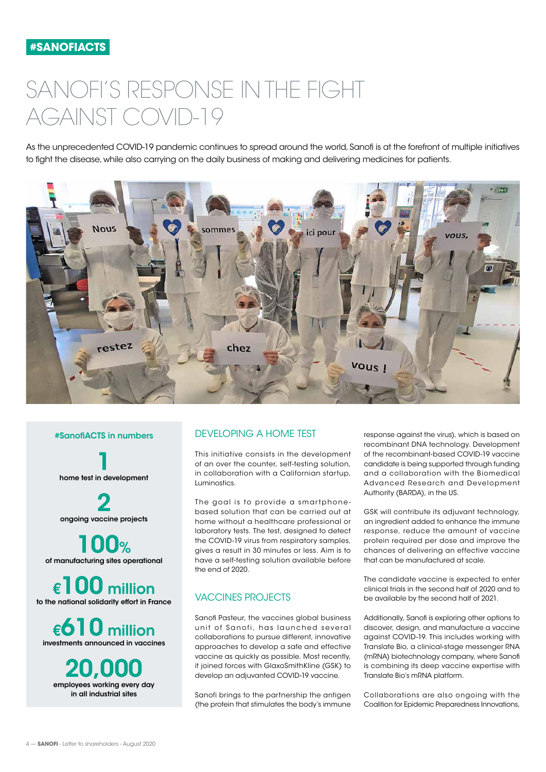#SANOFIACTS

# SANOFI'S RESPONSE IN THE FIGHT AGAINST COVID-19

As the unprecedented COVID-19 pandemic continues to spread around the world, Sanofi is at the forefront of multiple initiatives to fight the disease, while also carrying on the daily business of making and delivering medicines for patients.

### #SanofiACTS in numbers

**1**
home test in development

**2**
ongoing vaccine projects

**100%**
of manufacturing sites operational

**€100 million**
to the national solidarity effort in France

**€610 million**
investments announced in vaccines

**20,000**
employees working every day in all industrial sites

## DEVELOPING A HOME TEST

This initiative consists in the development of an over the counter, self-testing solution, in collaboration with a Californian startup, Luminostics.

The goal is to provide a smartphone-based solution that can be carried out at home without a healthcare professional or laboratory tests. The test, designed to detect the COVID-19 virus from respiratory samples, gives a result in 30 minutes or less. Aim is to have a self-testing solution available before the end of 2020.

## VACCINES PROJECTS

Sanofi Pasteur, the vaccines global business unit of Sanofi, has launched several collaborations to pursue different, innovative approaches to develop a safe and effective vaccine as quickly as possible. Most recently, it joined forces with GlaxoSmithKline (GSK) to develop an adjuvanted COVID-19 vaccine.

Sanofi brings to the partnership the antigen (the protein that stimulates the body's immune response against the virus), which is based on recombinant DNA technology. Development of the recombinant-based COVID-19 vaccine candidate is being supported through funding and a collaboration with the Biomedical Advanced Research and Development Authority (BARDA), in the US.

GSK will contribute its adjuvant technology, an ingredient added to enhance the immune response, reduce the amount of vaccine protein required per dose and improve the chances of delivering an effective vaccine that can be manufactured at scale.

The candidate vaccine is expected to enter clinical trials in the second half of 2020 and to be available by the second half of 2021.

Additionally, Sanofi is exploring other options to discover, design, and manufacture a vaccine against COVID-19. This includes working with Translate Bio, a clinical-stage messenger RNA (mRNA) biotechnology company, where Sanofi is combining its deep vaccine expertise with Translate Bio's mRNA platform.

Collaborations are also ongoing with the Coalition for Epidemic Preparedness Innovations,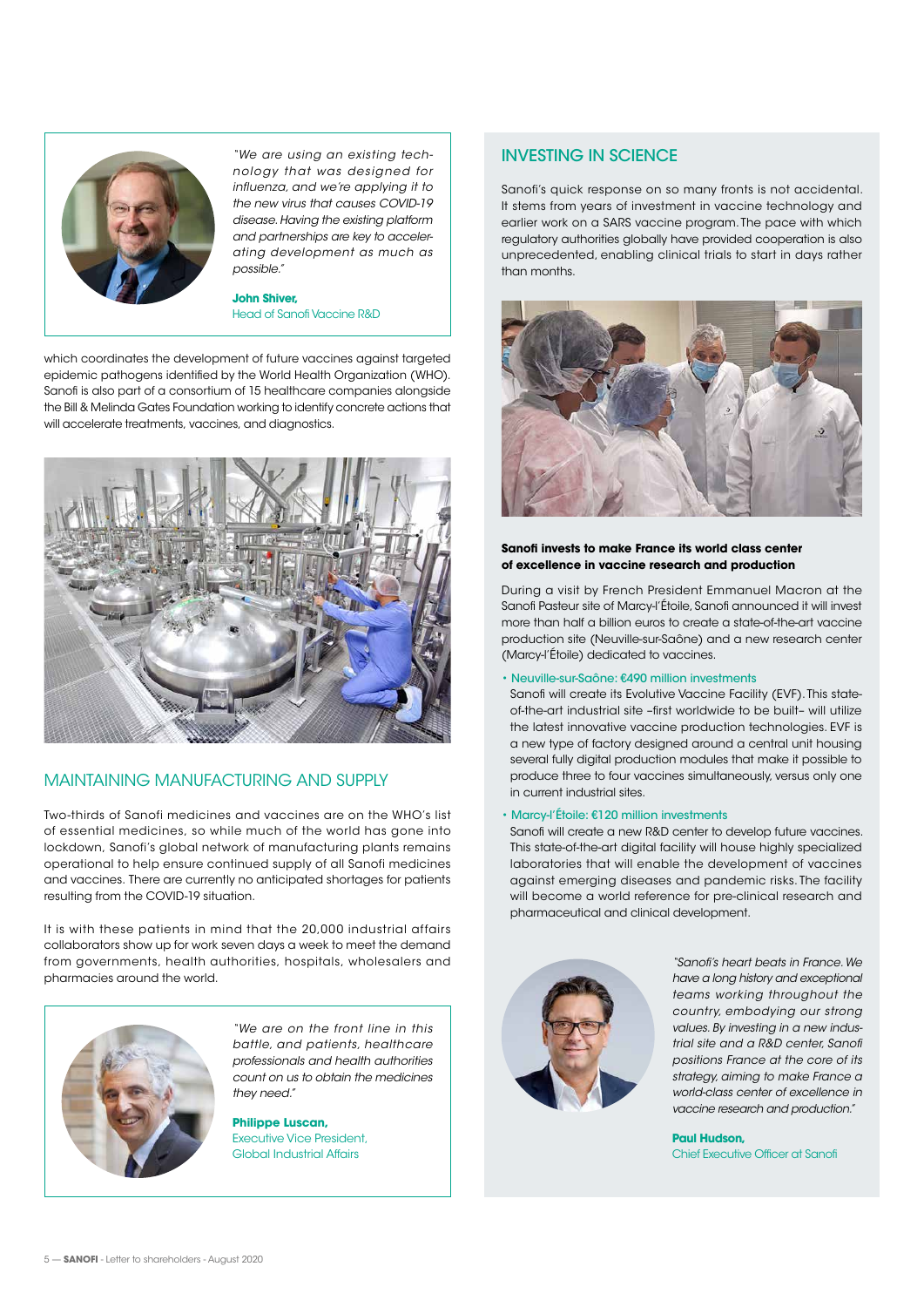*"We are using an existing technology that was designed for influenza, and we're applying it to the new virus that causes COVID-19 disease. Having the existing platform and partnerships are key to accelerating development as much as possible."*

**John Shiver,**
Head of Sanofi Vaccine R&D

which coordinates the development of future vaccines against targeted epidemic pathogens identified by the World Health Organization (WHO). Sanofi is also part of a consortium of 15 healthcare companies alongside the Bill & Melinda Gates Foundation working to identify concrete actions that will accelerate treatments, vaccines, and diagnostics.

## MAINTAINING MANUFACTURING AND SUPPLY

Two-thirds of Sanofi medicines and vaccines are on the WHO's list of essential medicines, so while much of the world has gone into lockdown, Sanofi's global network of manufacturing plants remains operational to help ensure continued supply of all Sanofi medicines and vaccines. There are currently no anticipated shortages for patients resulting from the COVID-19 situation.

It is with these patients in mind that the 20,000 industrial affairs collaborators show up for work seven days a week to meet the demand from governments, health authorities, hospitals, wholesalers and pharmacies around the world.

*"We are on the front line in this battle, and patients, healthcare professionals and health authorities count on us to obtain the medicines they need."*

**Philippe Luscan,**
Executive Vice President, Global Industrial Affairs

## INVESTING IN SCIENCE

Sanofi's quick response on so many fronts is not accidental. It stems from years of investment in vaccine technology and earlier work on a SARS vaccine program. The pace with which regulatory authorities globally have provided cooperation is also unprecedented, enabling clinical trials to start in days rather than months.

**Sanofi invests to make France its world class center of excellence in vaccine research and production**

During a visit by French President Emmanuel Macron at the Sanofi Pasteur site of Marcy-l'Étoile, Sanofi announced it will invest more than half a billion euros to create a state-of-the-art vaccine production site (Neuville-sur-Saône) and a new research center (Marcy-l'Étoile) dedicated to vaccines.

- Neuville-sur-Saône: €490 million investments
  Sanofi will create its Evolutive Vaccine Facility (EVF). This state-of-the-art industrial site –first worldwide to be built– will utilize the latest innovative vaccine production technologies. EVF is a new type of factory designed around a central unit housing several fully digital production modules that make it possible to produce three to four vaccines simultaneously, versus only one in current industrial sites.
- Marcy-l'Étoile: €120 million investments
  Sanofi will create a new R&D center to develop future vaccines. This state-of-the-art digital facility will house highly specialized laboratories that will enable the development of vaccines against emerging diseases and pandemic risks. The facility will become a world reference for pre-clinical research and pharmaceutical and clinical development.

*"Sanofi's heart beats in France. We have a long history and exceptional teams working throughout the country, embodying our strong values. By investing in a new industrial site and a R&D center, Sanofi positions France at the core of its strategy, aiming to make France a world-class center of excellence in vaccine research and production."*

**Paul Hudson,**
Chief Executive Officer at Sanofi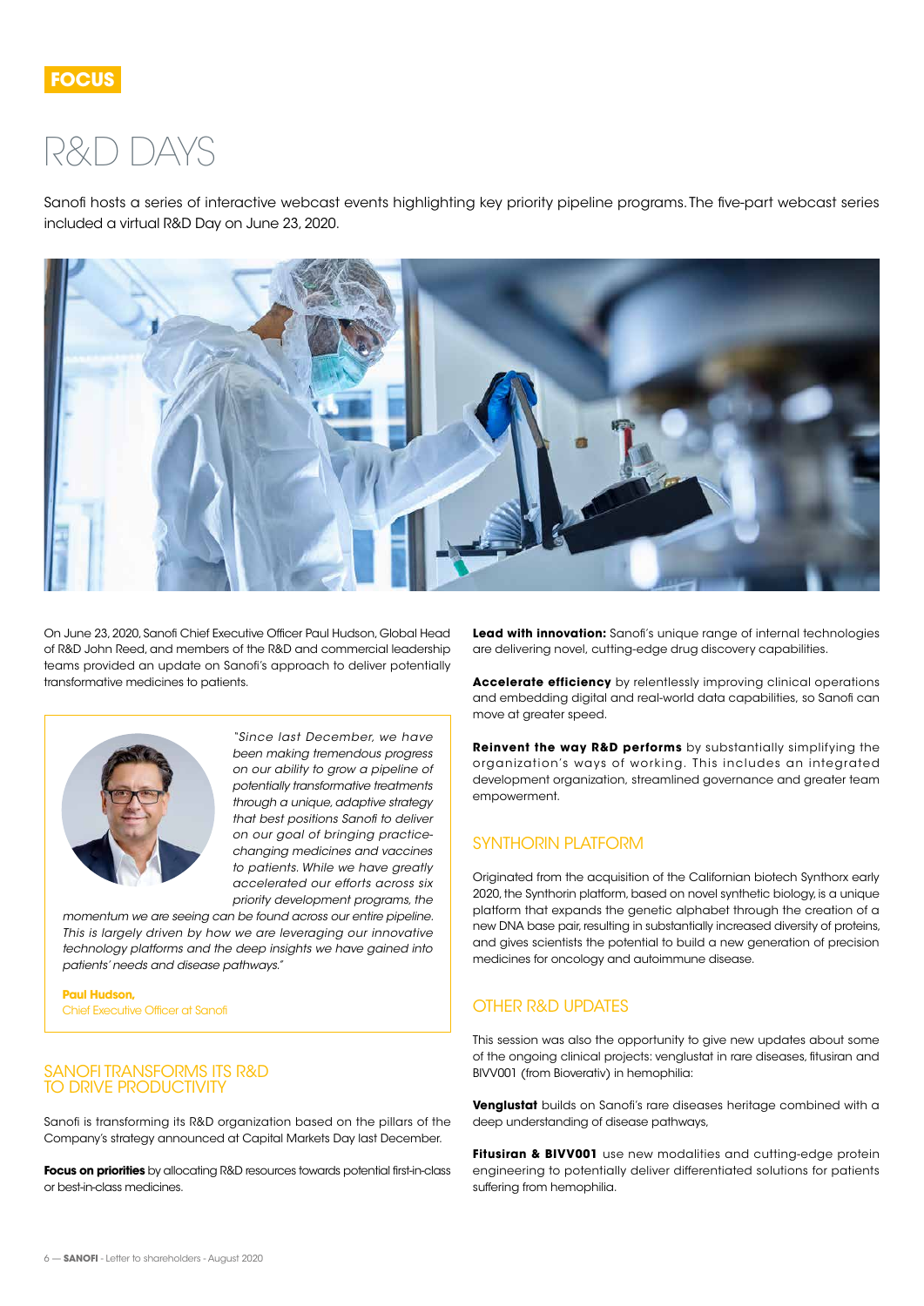FOCUS

# R&D DAYS

Sanofi hosts a series of interactive webcast events highlighting key priority pipeline programs. The five-part webcast series included a virtual R&D Day on June 23, 2020.

On June 23, 2020, Sanofi Chief Executive Officer Paul Hudson, Global Head of R&D John Reed, and members of the R&D and commercial leadership teams provided an update on Sanofi's approach to deliver potentially transformative medicines to patients.

*"Since last December, we have been making tremendous progress on our ability to grow a pipeline of potentially transformative treatments through a unique, adaptive strategy that best positions Sanofi to deliver on our goal of bringing practice-changing medicines and vaccines to patients. While we have greatly accelerated our efforts across six priority development programs, the momentum we are seeing can be found across our entire pipeline. This is largely driven by how we are leveraging our innovative technology platforms and the deep insights we have gained into patients' needs and disease pathways."*

**Paul Hudson,**
Chief Executive Officer at Sanofi

## SANOFI TRANSFORMS ITS R&D TO DRIVE PRODUCTIVITY

Sanofi is transforming its R&D organization based on the pillars of the Company's strategy announced at Capital Markets Day last December.

**Focus on priorities** by allocating R&D resources towards potential first-in-class or best-in-class medicines.

**Lead with innovation:** Sanofi's unique range of internal technologies are delivering novel, cutting-edge drug discovery capabilities.

**Accelerate efficiency** by relentlessly improving clinical operations and embedding digital and real-world data capabilities, so Sanofi can move at greater speed.

**Reinvent the way R&D performs** by substantially simplifying the organization's ways of working. This includes an integrated development organization, streamlined governance and greater team empowerment.

## SYNTHORIN PLATFORM

Originated from the acquisition of the Californian biotech Synthorx early 2020, the Synthorin platform, based on novel synthetic biology, is a unique platform that expands the genetic alphabet through the creation of a new DNA base pair, resulting in substantially increased diversity of proteins, and gives scientists the potential to build a new generation of precision medicines for oncology and autoimmune disease.

## OTHER R&D UPDATES

This session was also the opportunity to give new updates about some of the ongoing clinical projects: venglustat in rare diseases, fitusiran and BIVV001 (from Bioverativ) in hemophilia:

**Venglustat** builds on Sanofi's rare diseases heritage combined with a deep understanding of disease pathways,

**Fitusiran & BIVV001** use new modalities and cutting-edge protein engineering to potentially deliver differentiated solutions for patients suffering from hemophilia.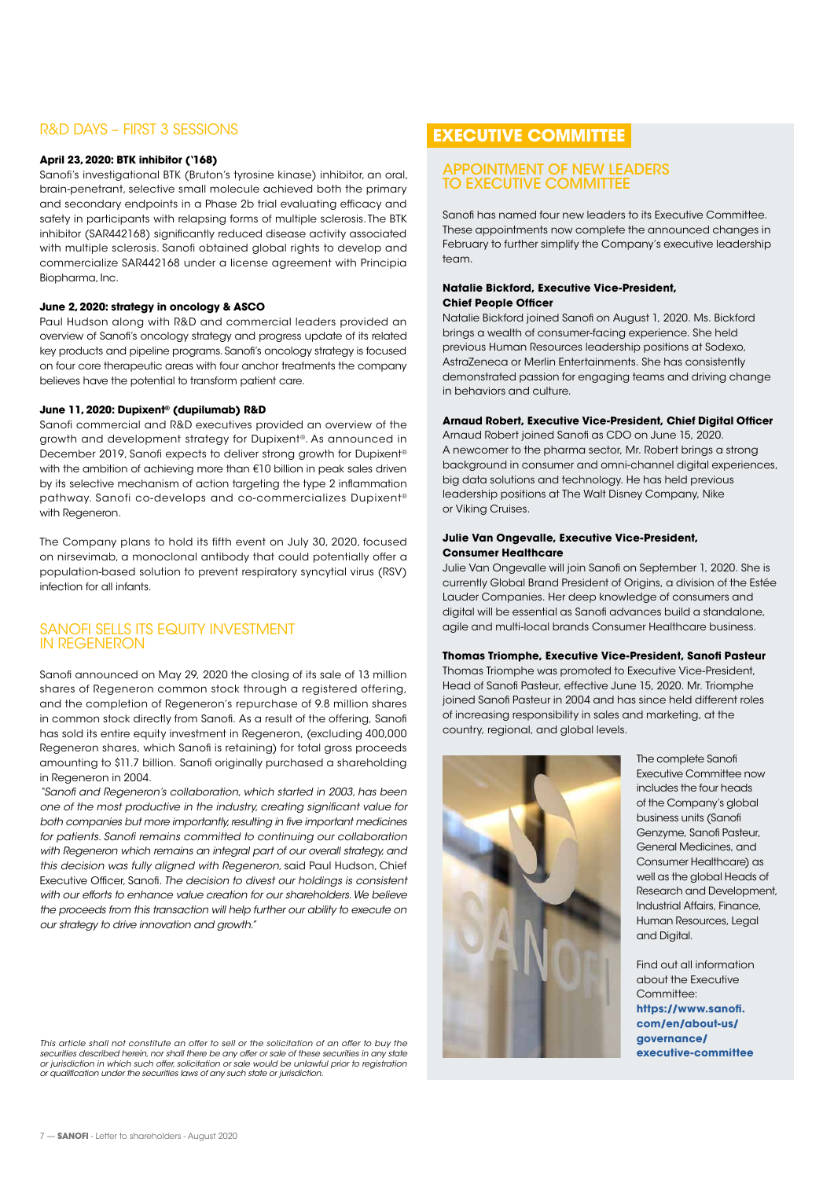## R&D DAYS – FIRST 3 SESSIONS

**April 23, 2020: BTK inhibitor ('168)**

Sanofi's investigational BTK (Bruton's tyrosine kinase) inhibitor, an oral, brain-penetrant, selective small molecule achieved both the primary and secondary endpoints in a Phase 2b trial evaluating efficacy and safety in participants with relapsing forms of multiple sclerosis. The BTK inhibitor (SAR442168) significantly reduced disease activity associated with multiple sclerosis. Sanofi obtained global rights to develop and commercialize SAR442168 under a license agreement with Principia Biopharma, Inc.

**June 2, 2020: strategy in oncology & ASCO**

Paul Hudson along with R&D and commercial leaders provided an overview of Sanofi's oncology strategy and progress update of its related key products and pipeline programs. Sanofi's oncology strategy is focused on four core therapeutic areas with four anchor treatments the company believes have the potential to transform patient care.

**June 11, 2020: Dupixent® (dupilumab) R&D**

Sanofi commercial and R&D executives provided an overview of the growth and development strategy for Dupixent®. As announced in December 2019, Sanofi expects to deliver strong growth for Dupixent® with the ambition of achieving more than €10 billion in peak sales driven by its selective mechanism of action targeting the type 2 inflammation pathway. Sanofi co-develops and co-commercializes Dupixent® with Regeneron.

The Company plans to hold its fifth event on July 30, 2020, focused on nirsevimab, a monoclonal antibody that could potentially offer a population-based solution to prevent respiratory syncytial virus (RSV) infection for all infants.

## SANOFI SELLS ITS EQUITY INVESTMENT IN REGENERON

Sanofi announced on May 29, 2020 the closing of its sale of 13 million shares of Regeneron common stock through a registered offering, and the completion of Regeneron's repurchase of 9.8 million shares in common stock directly from Sanofi. As a result of the offering, Sanofi has sold its entire equity investment in Regeneron, (excluding 400,000 Regeneron shares, which Sanofi is retaining) for total gross proceeds amounting to $11.7 billion. Sanofi originally purchased a shareholding in Regeneron in 2004.

*"Sanofi and Regeneron's collaboration, which started in 2003, has been one of the most productive in the industry, creating significant value for both companies but more importantly, resulting in five important medicines for patients. Sanofi remains committed to continuing our collaboration with Regeneron which remains an integral part of our overall strategy, and this decision was fully aligned with Regeneron,* said Paul Hudson, Chief Executive Officer, Sanofi. *The decision to divest our holdings is consistent with our efforts to enhance value creation for our shareholders. We believe the proceeds from this transaction will help further our ability to execute on our strategy to drive innovation and growth."*

*This article shall not constitute an offer to sell or the solicitation of an offer to buy the securities described herein, nor shall there be any offer or sale of these securities in any state or jurisdiction in which such offer, solicitation or sale would be unlawful prior to registration or qualification under the securities laws of any such state or jurisdiction.*

# EXECUTIVE COMMITTEE

## APPOINTMENT OF NEW LEADERS TO EXECUTIVE COMMITTEE

Sanofi has named four new leaders to its Executive Committee. These appointments now complete the announced changes in February to further simplify the Company's executive leadership team.

**Natalie Bickford, Executive Vice-President, Chief People Officer**

Natalie Bickford joined Sanofi on August 1, 2020. Ms. Bickford brings a wealth of consumer-facing experience. She held previous Human Resources leadership positions at Sodexo, AstraZeneca or Merlin Entertainments. She has consistently demonstrated passion for engaging teams and driving change in behaviors and culture.

**Arnaud Robert, Executive Vice-President, Chief Digital Officer**

Arnaud Robert joined Sanofi as CDO on June 15, 2020. A newcomer to the pharma sector, Mr. Robert brings a strong background in consumer and omni-channel digital experiences, big data solutions and technology. He has held previous leadership positions at The Walt Disney Company, Nike or Viking Cruises.

**Julie Van Ongevalle, Executive Vice-President, Consumer Healthcare**

Julie Van Ongevalle will join Sanofi on September 1, 2020. She is currently Global Brand President of Origins, a division of the Estée Lauder Companies. Her deep knowledge of consumers and digital will be essential as Sanofi advances build a standalone, agile and multi-local brands Consumer Healthcare business.

**Thomas Triomphe, Executive Vice-President, Sanofi Pasteur**

Thomas Triomphe was promoted to Executive Vice-President, Head of Sanofi Pasteur, effective June 15, 2020. Mr. Triomphe joined Sanofi Pasteur in 2004 and has since held different roles of increasing responsibility in sales and marketing, at the country, regional, and global levels.

The complete Sanofi Executive Committee now includes the four heads of the Company's global business units (Sanofi Genzyme, Sanofi Pasteur, General Medicines, and Consumer Healthcare) as well as the global Heads of Research and Development, Industrial Affairs, Finance, Human Resources, Legal and Digital.

Find out all information about the Executive Committee: **https://www.sanofi.com/en/about-us/governance/executive-committee**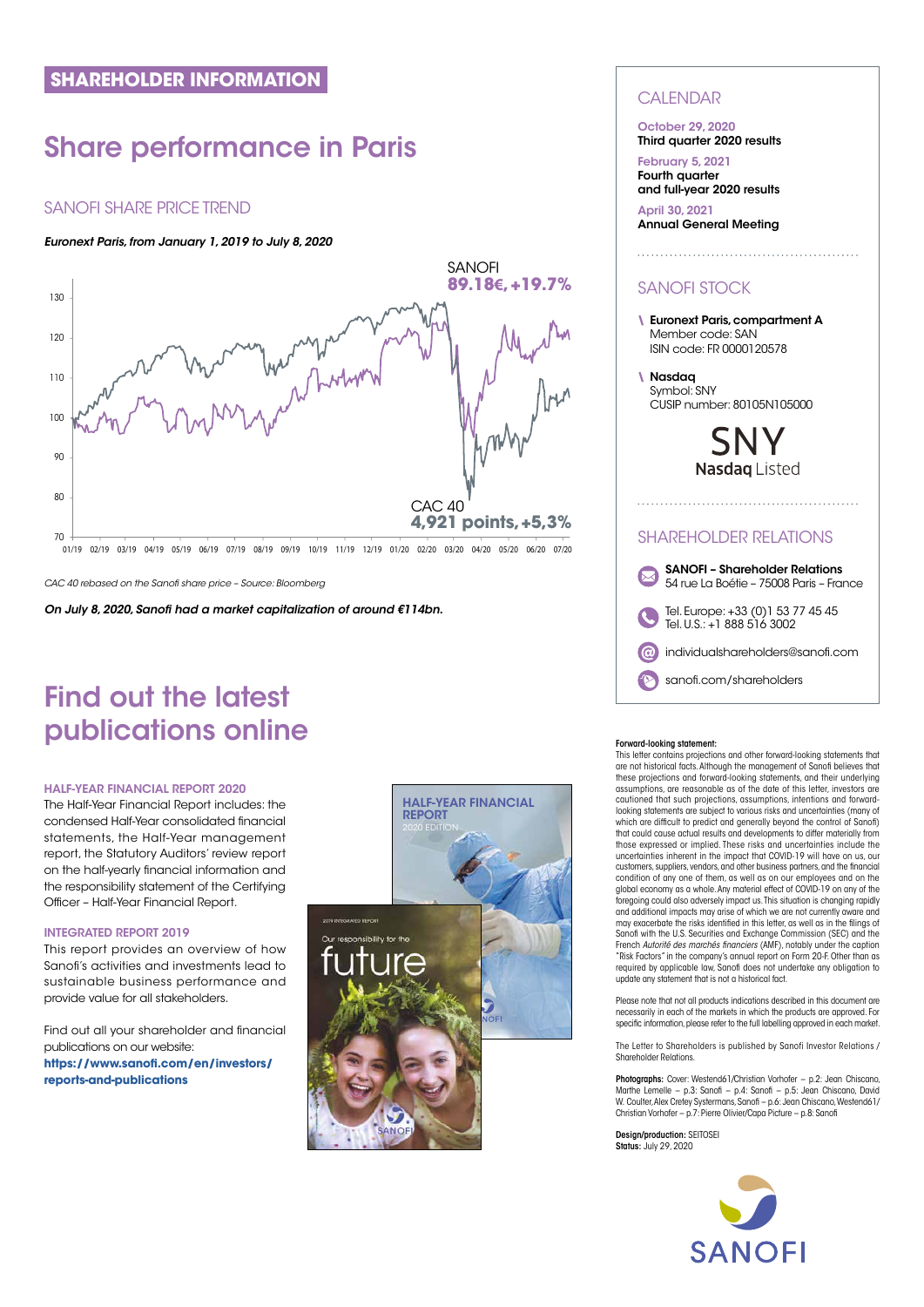**SHAREHOLDER INFORMATION**

# Share performance in Paris

## SANOFI SHARE PRICE TREND

***Euronext Paris, from January 1, 2019 to July 8, 2020***

SANOFI
**89.18€, +19.7%**

CAC 40
**4,921 points, +5,3%**

130
120
110
100
90
80
70

01/19 02/19 03/19 04/19 05/19 06/19 07/19 08/19 09/19 10/19 11/19 12/19 01/20 02/20 03/20 04/20 05/20 06/20 07/20

*CAC 40 rebased on the Sanofi share price - Source: Bloomberg*

***On July 8, 2020, Sanofi had a market capitalization of around €114bn.***

# Find out the latest publications online

**HALF-YEAR FINANCIAL REPORT 2020**

The Half-Year Financial Report includes: the condensed Half-Year consolidated financial statements, the Half-Year management report, the Statutory Auditors' review report on the half-yearly financial information and the responsibility statement of the Certifying Officer – Half-Year Financial Report.

**INTEGRATED REPORT 2019**

This report provides an overview of how Sanofi's activities and investments lead to sustainable business performance and provide value for all stakeholders.

Find out all your shareholder and financial publications on our website:
**https://www.sanofi.com/en/investors/reports-and-publications**

## CALENDAR

**October 29, 2020**
**Third quarter 2020 results**

**February 5, 2021**
**Fourth quarter and full-year 2020 results**

**April 30, 2021**
**Annual General Meeting**

## SANOFI STOCK

**Euronext Paris, compartment A**
Member code: SAN
ISIN code: FR 0000120578

**Nasdaq**
Symbol: SNY
CUSIP number: 80105N105000

SNY
Nasdaq Listed

## SHAREHOLDER RELATIONS

**SANOFI – Shareholder Relations**
54 rue La Boétie – 75008 Paris – France

Tel. Europe: +33 (0)1 53 77 45 45
Tel. U.S.: +1 888 516 3002

individualshareholders@sanofi.com

sanofi.com/shareholders

**Forward-looking statement:**
This letter contains projections and other forward-looking statements that are not historical facts. Although the management of Sanofi believes that these projections and forward-looking statements, and their underlying assumptions, are reasonable as of the date of this letter, investors are cautioned that such projections, assumptions, intentions and forward-looking statements are subject to various risks and uncertainties (many of which are difficult to predict and generally beyond the control of Sanofi) that could cause actual results and developments to differ materially from those expressed or implied. These risks and uncertainties include the uncertainties inherent in the impact that COVID-19 will have on us, our customers, suppliers, vendors, and other business partners, and the financial condition of any one of them, as well as on our employees and on the global economy as a whole. Any material effect of COVID-19 on any of the foregoing could also adversely impact us. This situation is changing rapidly and additional impacts may arise of which we are not currently aware and may exacerbate the risks identified in this letter, as well as in the filings of Sanofi with the U.S. Securities and Exchange Commission (SEC) and the French *Autorité des marchés financiers* (AMF), notably under the caption "Risk Factors" in the company's annual report on Form 20-F. Other than as required by applicable law, Sanofi does not undertake any obligation to update any statement that is not a historical fact.

Please note that not all products indications described in this document are necessarily in each of the markets in which the products are approved. For specific information, please refer to the full labelling approved in each market.

The Letter to Shareholders is published by Sanofi Investor Relations / Shareholder Relations.

**Photographs:** Cover: Westend61/Christian Vorhofer – p.2: Jean Chiscano, Marthe Lemelle – p.3: Sanofi – p.4: Sanofi – p.5: Jean Chiscano, David W. Coulter, Alex Cretey Systermans, Sanofi – p.6: Jean Chiscano, Westend61/Christian Vorhofer – p.7: Pierre Olivier/Capa Picture – p.8: Sanofi

**Design/production:** SEITOSEI
**Status:** July 29, 2020

SANOFI